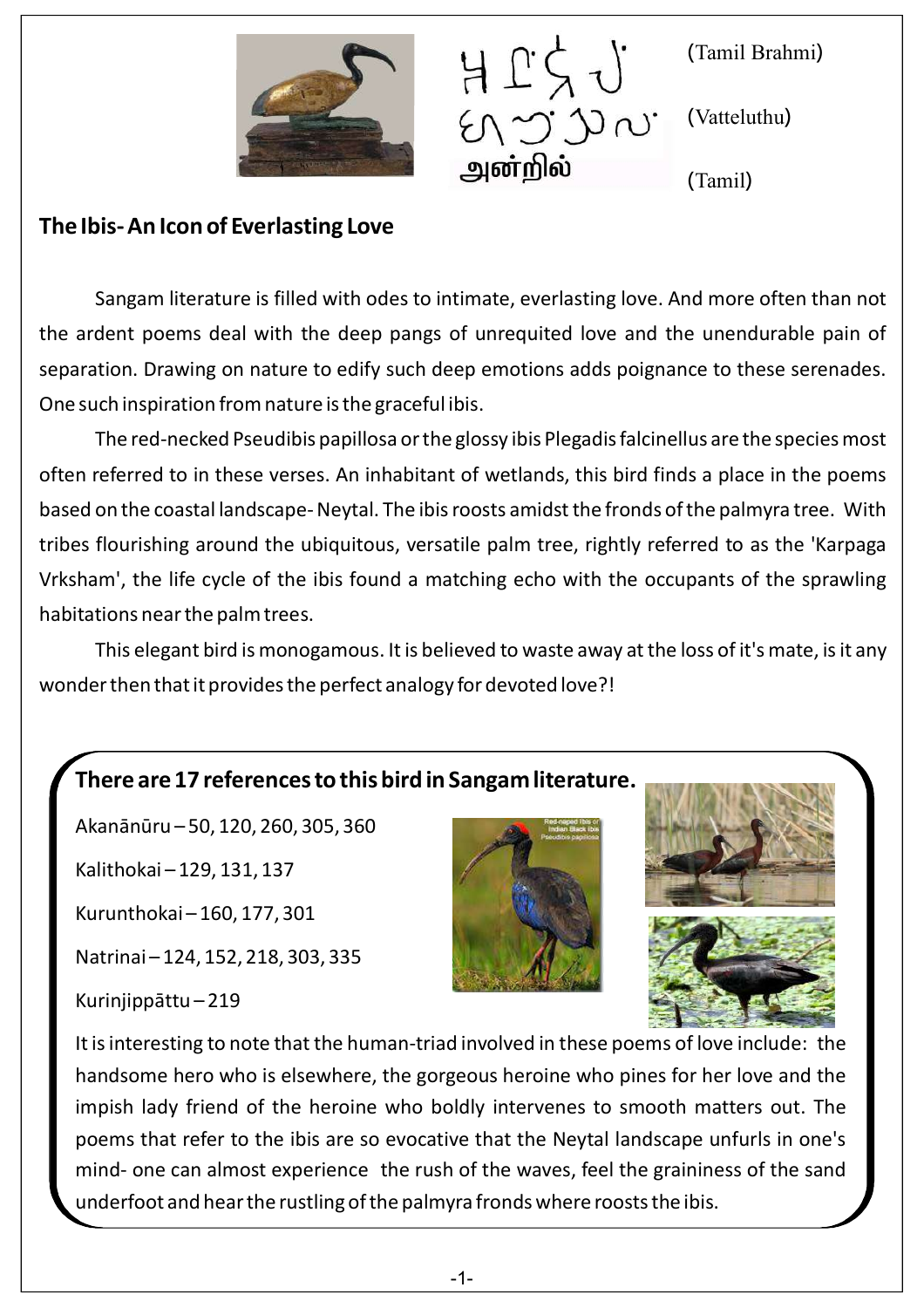அன்றில் (Tamil)

(Tamil Brahmi)

(Vatteluthu)

## The Ibis- An Icon of Everlasting Love

Sangam literature is filled with odes to intimate, everlasting love. And more often than not the ardent poems deal with the deep pangs of unrequited love and the unendurable pain of separation. Drawing on nature to edify such deep emotions adds poignance to these serenades. One such inspiration from nature is the graceful ibis.

The red-necked Pseudibis papillosa or the glossy ibis Plegadis falcinellus are the species most often referred to in these verses. An inhabitant of wetlands, this bird finds a place in the poems based on the coastal landscape- Neytal. The ibis roosts amidst the fronds of the palmyra tree. With tribes flourishing around the ubiquitous, versatile palm tree, rightly referred to as the 'Karpaga Vrksham', the life cycle of the ibis found a matching echo with the occupants of the sprawling habitations near the palm trees.

This elegant bird is monogamous. It is believed to waste away at the loss of it's mate, is it any wonder then that it provides the perfect analogy for devoted love?!

**There are 17 references to this bird in Sangam literature.**

Akanānūru – 50, 120, 260, 305, 360

Kalithokai – 129, 131, 137

Kurunthokai – 160, 177, 301

Natrinai – 124, 152, 218, 303, 335

Kurinjippāttu – 219

Red-naped Ibis or Indian Black Ibis Pseudibis papillosa

It is interesting to note that the human-triad involved in these poems of love include: the handsome hero who is elsewhere, the gorgeous heroine who pines for her love and the impish lady friend of the heroine who boldly intervenes to smooth matters out. The poems that refer to the ibis are so evocative that the Neytal landscape unfurls in one's mind- one can almost experience the rush of the waves, feel the graininess of the sand underfoot and hear the rustling of the palmyra fronds where roosts the ibis.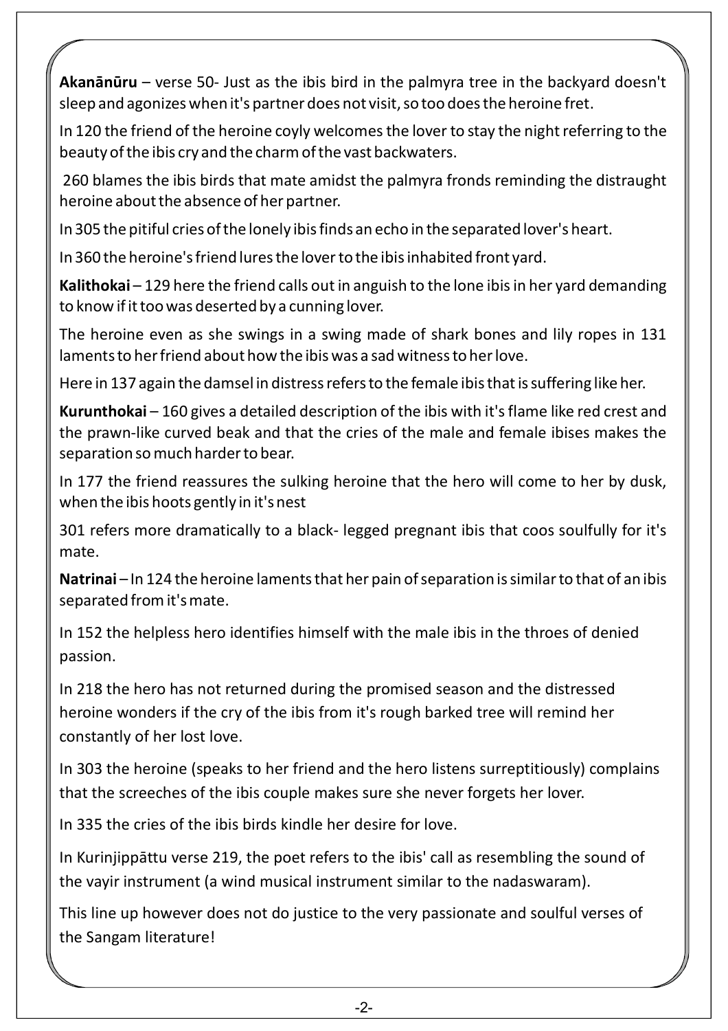**Akanānūru** – verse 50- Just as the ibis bird in the palmyra tree in the backyard doesn't sleep and agonizes when it's partner does not visit, so too does the heroine fret.

In 120 the friend of the heroine coyly welcomes the lover to stay the night referring to the beauty of the ibis cry and the charm of the vast backwaters.

260 blames the ibis birds that mate amidst the palmyra fronds reminding the distraught heroine about the absence of her partner.

In 305 the pitiful cries of the lonely ibis finds an echo in the separated lover's heart.

In 360 the heroine's friend lures the lover to the ibis inhabited front yard.

**Kalithokai** – 129 here the friend calls out in anguish to the lone ibis in her yard demanding to know if it too was deserted by a cunning lover.

The heroine even as she swings in a swing made of shark bones and lily ropes in 131 laments to her friend about how the ibis was a sad witness to her love.

Here in 137 again the damsel in distress refers to the female ibis that is suffering like her.

**Kurunthokai** – 160 gives a detailed description of the ibis with it's flame like red crest and the prawn-like curved beak and that the cries of the male and female ibises makes the separation so much harder to bear.

In 177 the friend reassures the sulking heroine that the hero will come to her by dusk, when the ibis hoots gently in it's nest

301 refers more dramatically to a black- legged pregnant ibis that coos soulfully for it's mate.

**Natrinai** – In 124 the heroine laments that her pain of separation is similar to that of an ibis separated from it's mate.

In 152 the helpless hero identifies himself with the male ibis in the throes of denied passion.

In 218 the hero has not returned during the promised season and the distressed heroine wonders if the cry of the ibis from it's rough barked tree will remind her constantly of her lost love.

In 303 the heroine (speaks to her friend and the hero listens surreptitiously) complains that the screeches of the ibis couple makes sure she never forgets her lover.

In 335 the cries of the ibis birds kindle her desire for love.

In Kurinjippāttu verse 219, the poet refers to the ibis' call as resembling the sound of the vayir instrument (a wind musical instrument similar to the nadaswaram).

This line up however does not do justice to the very passionate and soulful verses of the Sangam literature!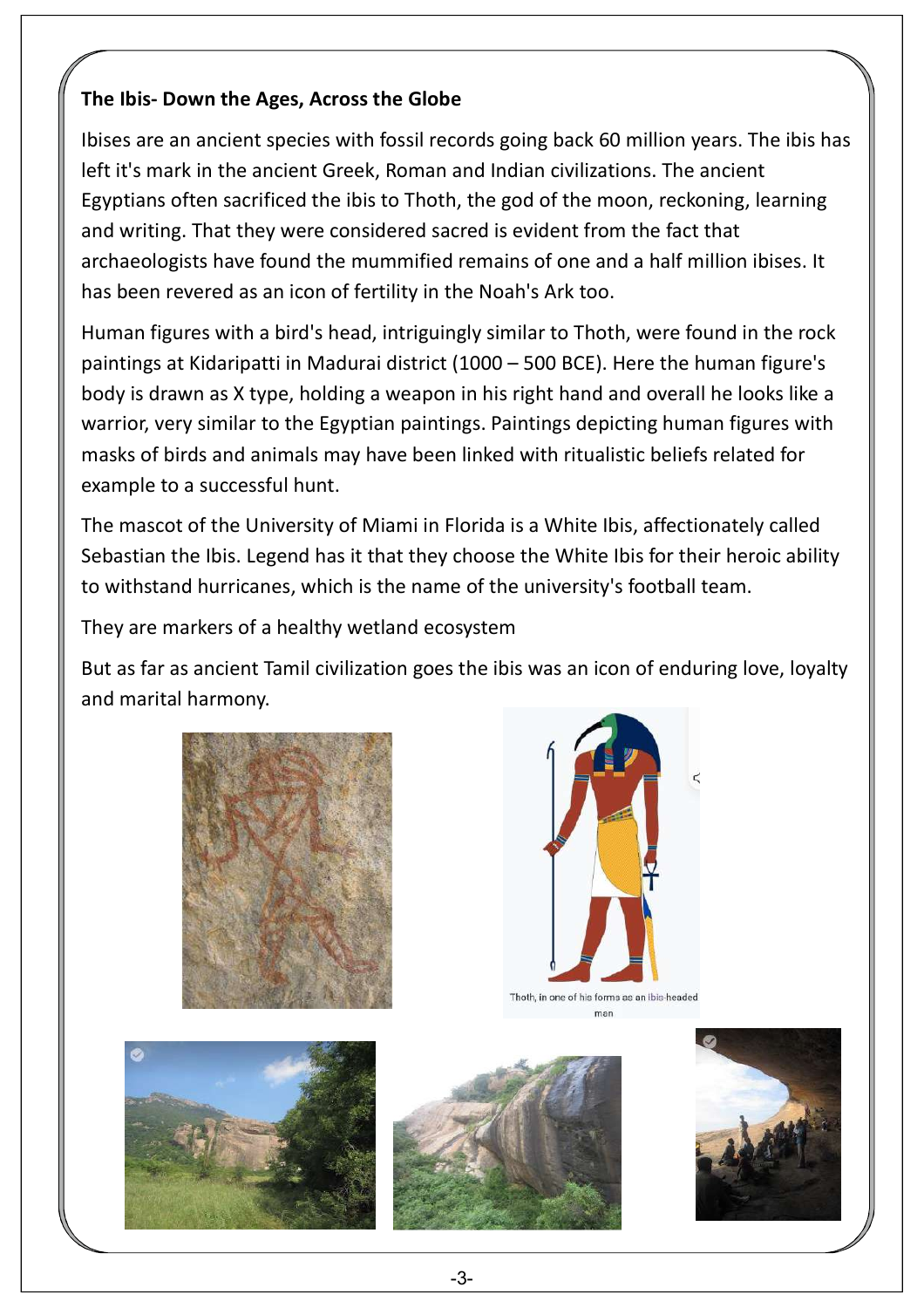**The Ibis- Down the Ages, Across the Globe**

Ibises are an ancient species with fossil records going back 60 million years. The ibis has left it's mark in the ancient Greek, Roman and Indian civilizations. The ancient Egyptians often sacrificed the ibis to Thoth, the god of the moon, reckoning, learning and writing. That they were considered sacred is evident from the fact that archaeologists have found the mummified remains of one and a half million ibises. It has been revered as an icon of fertility in the Noah's Ark too.

Human figures with a bird's head, intriguingly similar to Thoth, were found in the rock paintings at Kidaripatti in Madurai district (1000 – 500 BCE). Here the human figure's body is drawn as X type, holding a weapon in his right hand and overall he looks like a warrior, very similar to the Egyptian paintings. Paintings depicting human figures with masks of birds and animals may have been linked with ritualistic beliefs related for example to a successful hunt.

The mascot of the University of Miami in Florida is a White Ibis, affectionately called Sebastian the Ibis. Legend has it that they choose the White Ibis for their heroic ability to withstand hurricanes, which is the name of the university's football team.

They are markers of a healthy wetland ecosystem

But as far as ancient Tamil civilization goes the ibis was an icon of enduring love, loyalty and marital harmony.

Thoth, in one of his forms as an ibis-headed man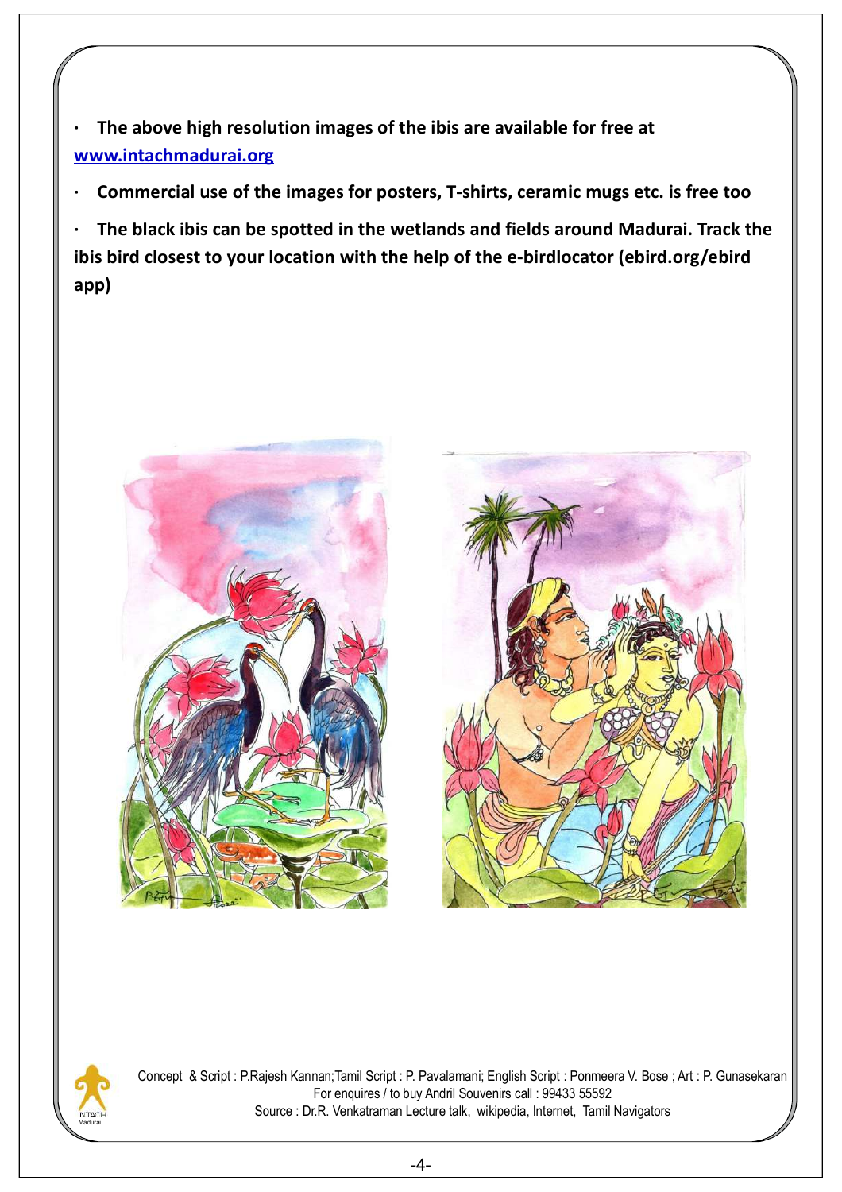- **The above high resolution images of the ibis are available for free at [www.intachmadurai.org](http://www.intachmadurai.org)**
- **Commercial use of the images for posters, T-shirts, ceramic mugs etc. is free too**
- **The black ibis can be spotted in the wetlands and fields around Madurai. Track the ibis bird closest to your location with the help of the e-birdlocator (ebird.org/ebird app)**

Concept & Script : P.Rajesh Kannan;Tamil Script : P. Pavalamani; English Script : Ponmeera V. Bose ; Art : P. Gunasekaran

For enquires / to buy Andril Souvenirs call : 99433 55592

Source : Dr.R. Venkatraman Lecture talk, wikipedia, Internet, Tamil Navigators